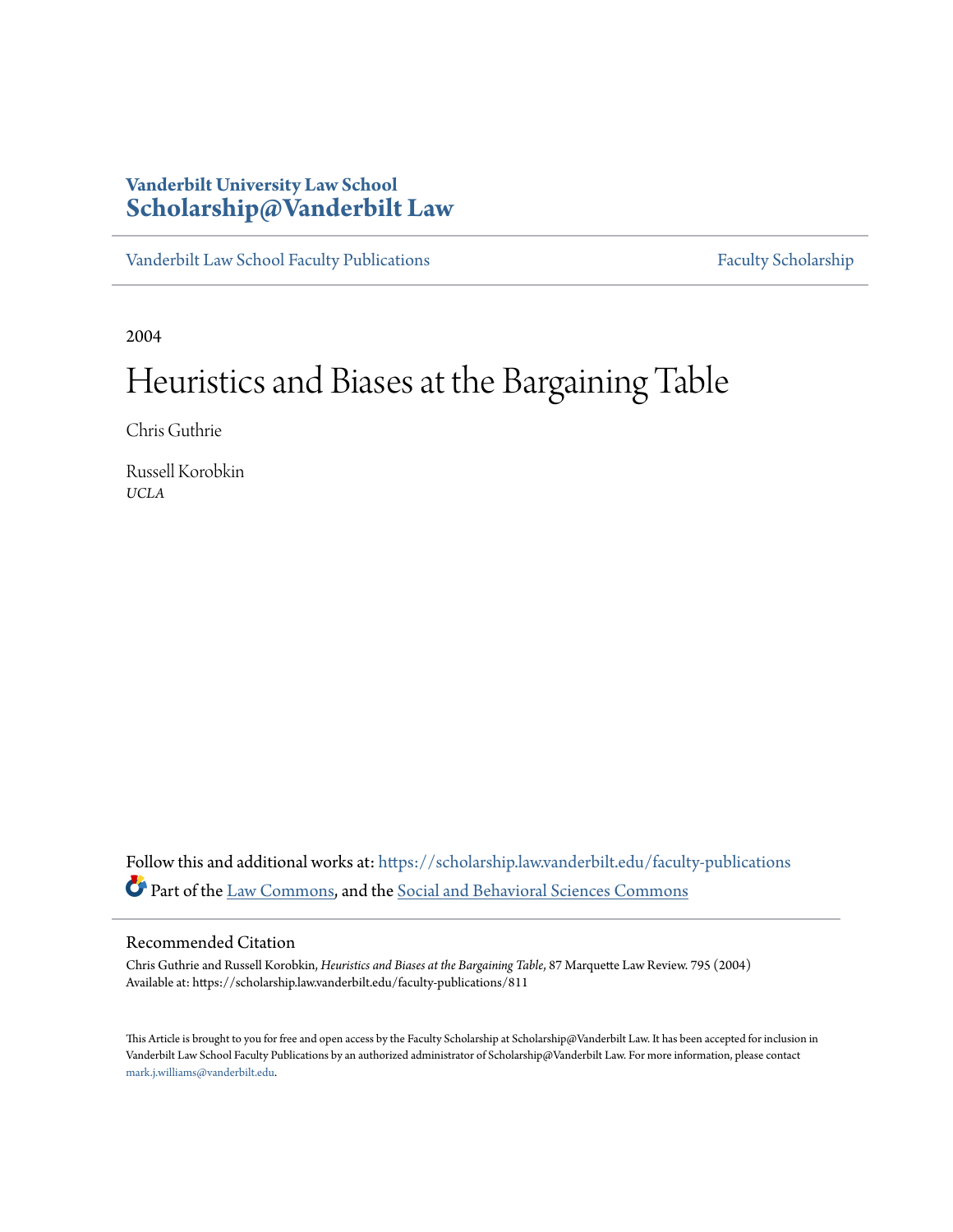**Vanderbilt University Law School**
**Scholarship@Vanderbilt Law**

Vanderbilt Law School Faculty Publications | Faculty Scholarship

2004

# Heuristics and Biases at the Bargaining Table

Chris Guthrie

Russell Korobkin
*UCLA*

Follow this and additional works at: https://scholarship.law.vanderbilt.edu/faculty-publications

Part of the Law Commons, and the Social and Behavioral Sciences Commons

## Recommended Citation

Chris Guthrie and Russell Korobkin, *Heuristics and Biases at the Bargaining Table*, 87 Marquette Law Review. 795 (2004)
Available at: https://scholarship.law.vanderbilt.edu/faculty-publications/811

This Article is brought to you for free and open access by the Faculty Scholarship at Scholarship@Vanderbilt Law. It has been accepted for inclusion in Vanderbilt Law School Faculty Publications by an authorized administrator of Scholarship@Vanderbilt Law. For more information, please contact mark.j.williams@vanderbilt.edu.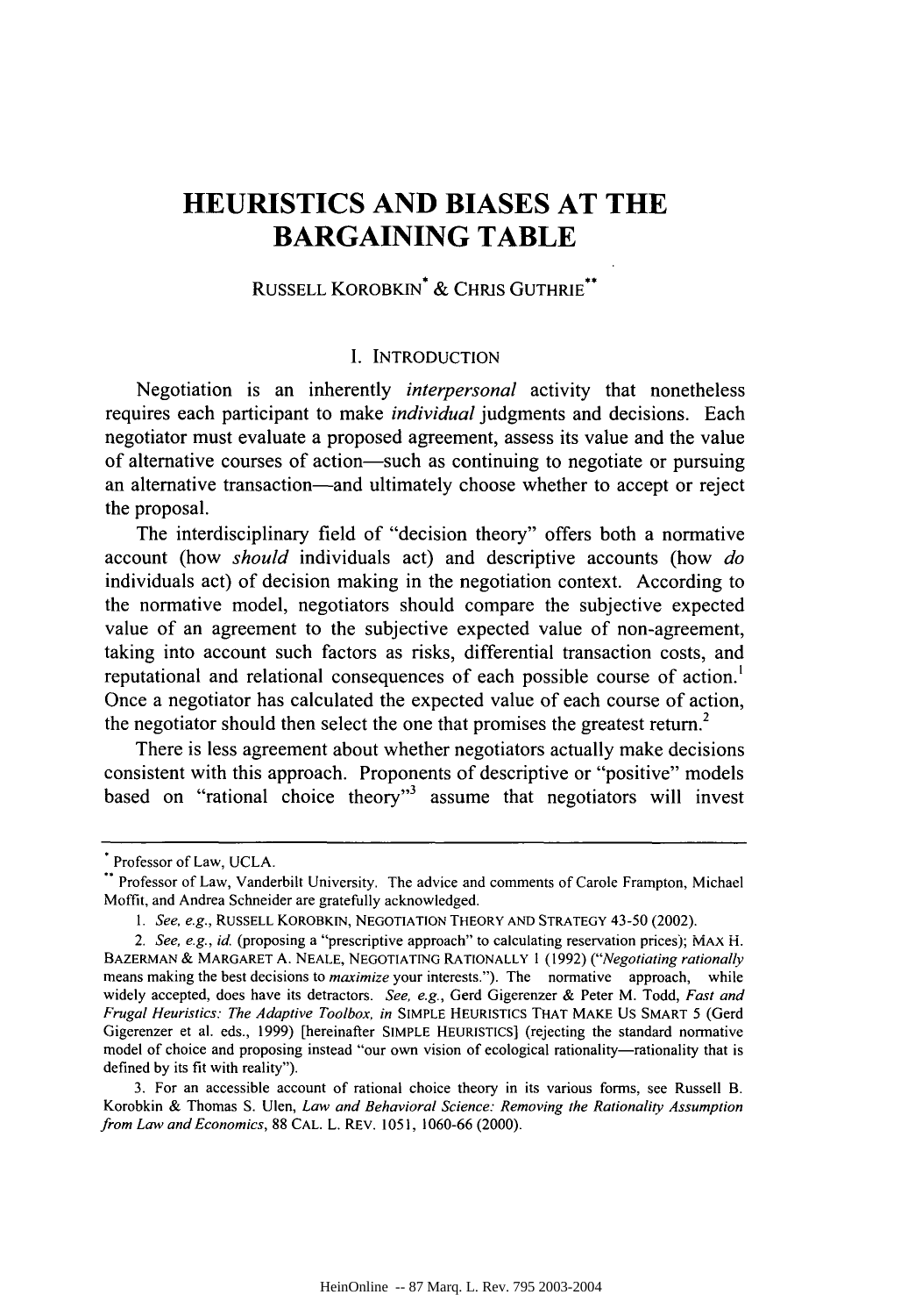# HEURISTICS AND BIASES AT THE BARGAINING TABLE

RUSSELL KOROBKIN* & CHRIS GUTHRIE**

## I. INTRODUCTION

Negotiation is an inherently *interpersonal* activity that nonetheless requires each participant to make *individual* judgments and decisions. Each negotiator must evaluate a proposed agreement, assess its value and the value of alternative courses of action—such as continuing to negotiate or pursuing an alternative transaction—and ultimately choose whether to accept or reject the proposal.

The interdisciplinary field of "decision theory" offers both a normative account (how *should* individuals act) and descriptive accounts (how *do* individuals act) of decision making in the negotiation context. According to the normative model, negotiators should compare the subjective expected value of an agreement to the subjective expected value of non-agreement, taking into account such factors as risks, differential transaction costs, and reputational and relational consequences of each possible course of action.[1] Once a negotiator has calculated the expected value of each course of action, the negotiator should then select the one that promises the greatest return.[2]

There is less agreement about whether negotiators actually make decisions consistent with this approach. Proponents of descriptive or "positive" models based on "rational choice theory"[3] assume that negotiators will invest

---

\* Professor of Law, UCLA.

\*\* Professor of Law, Vanderbilt University. The advice and comments of Carole Frampton, Michael Moffit, and Andrea Schneider are gratefully acknowledged.

1. *See, e.g.*, RUSSELL KOROBKIN, NEGOTIATION THEORY AND STRATEGY 43-50 (2002).

2. *See, e.g.*, *id.* (proposing a "prescriptive approach" to calculating reservation prices); MAX H. BAZERMAN & MARGARET A. NEALE, NEGOTIATING RATIONALLY 1 (1992) ("*Negotiating rationally* means making the best decisions to *maximize* your interests."). The normative approach, while widely accepted, does have its detractors. *See, e.g.*, Gerd Gigerenzer & Peter M. Todd, *Fast and Frugal Heuristics: The Adaptive Toolbox*, *in* SIMPLE HEURISTICS THAT MAKE US SMART 5 (Gerd Gigerenzer et al. eds., 1999) [hereinafter SIMPLE HEURISTICS] (rejecting the standard normative model of choice and proposing instead "our own vision of ecological rationality—rationality that is defined by its fit with reality").

3. For an accessible account of rational choice theory in its various forms, see Russell B. Korobkin & Thomas S. Ulen, *Law and Behavioral Science: Removing the Rationality Assumption from Law and Economics*, 88 CAL. L. REV. 1051, 1060-66 (2000).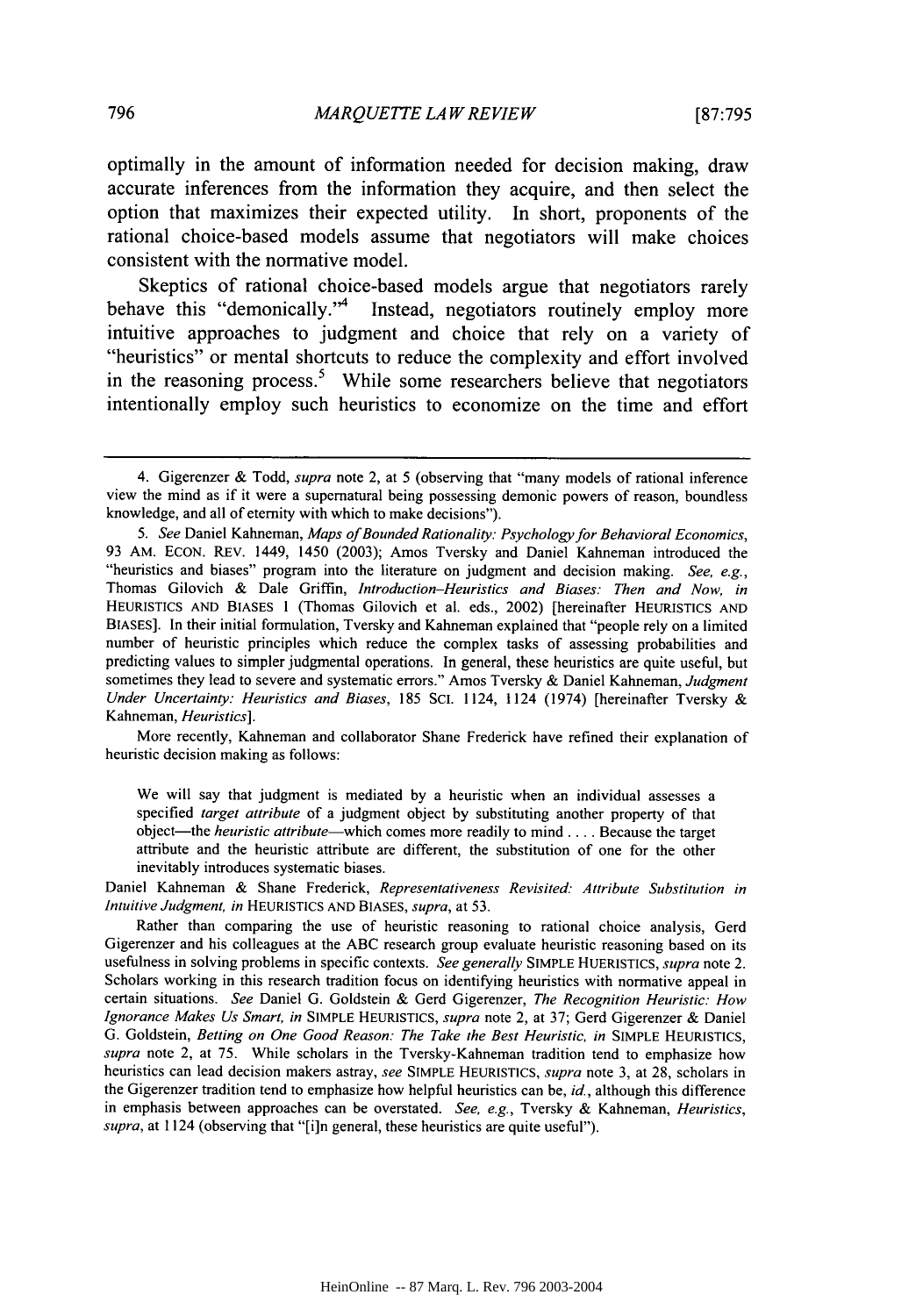optimally in the amount of information needed for decision making, draw accurate inferences from the information they acquire, and then select the option that maximizes their expected utility. In short, proponents of the rational choice-based models assume that negotiators will make choices consistent with the normative model.

Skeptics of rational choice-based models argue that negotiators rarely behave this "demonically."[4] Instead, negotiators routinely employ more intuitive approaches to judgment and choice that rely on a variety of "heuristics" or mental shortcuts to reduce the complexity and effort involved in the reasoning process.[5] While some researchers believe that negotiators intentionally employ such heuristics to economize on the time and effort

---

4. Gigerenzer & Todd, *supra* note 2, at 5 (observing that "many models of rational inference view the mind as if it were a supernatural being possessing demonic powers of reason, boundless knowledge, and all of eternity with which to make decisions").

5. *See* Daniel Kahneman, *Maps of Bounded Rationality: Psychology for Behavioral Economics*, 93 AM. ECON. REV. 1449, 1450 (2003); Amos Tversky and Daniel Kahneman introduced the "heuristics and biases" program into the literature on judgment and decision making. *See, e.g.*, Thomas Gilovich & Dale Griffin, *Introduction–Heuristics and Biases: Then and Now, in* HEURISTICS AND BIASES 1 (Thomas Gilovich et al. eds., 2002) [hereinafter HEURISTICS AND BIASES]. In their initial formulation, Tversky and Kahneman explained that "people rely on a limited number of heuristic principles which reduce the complex tasks of assessing probabilities and predicting values to simpler judgmental operations. In general, these heuristics are quite useful, but sometimes they lead to severe and systematic errors." Amos Tversky & Daniel Kahneman, *Judgment Under Uncertainty: Heuristics and Biases*, 185 SCI. 1124, 1124 (1974) [hereinafter Tversky & Kahneman, *Heuristics*].

More recently, Kahneman and collaborator Shane Frederick have refined their explanation of heuristic decision making as follows:

> We will say that judgment is mediated by a heuristic when an individual assesses a specified *target attribute* of a judgment object by substituting another property of that object—the *heuristic attribute*—which comes more readily to mind . . . . Because the target attribute and the heuristic attribute are different, the substitution of one for the other inevitably introduces systematic biases.

Daniel Kahneman & Shane Frederick, *Representativeness Revisited: Attribute Substitution in Intuitive Judgment, in* HEURISTICS AND BIASES, *supra*, at 53.

Rather than comparing the use of heuristic reasoning to rational choice analysis, Gerd Gigerenzer and his colleagues at the ABC research group evaluate heuristic reasoning based on its usefulness in solving problems in specific contexts. *See generally* SIMPLE HUERISTICS, *supra* note 2. Scholars working in this research tradition focus on identifying heuristics with normative appeal in certain situations. *See* Daniel G. Goldstein & Gerd Gigerenzer, *The Recognition Heuristic: How Ignorance Makes Us Smart, in* SIMPLE HEURISTICS, *supra* note 2, at 37; Gerd Gigerenzer & Daniel G. Goldstein, *Betting on One Good Reason: The Take the Best Heuristic, in* SIMPLE HEURISTICS, *supra* note 2, at 75. While scholars in the Tversky-Kahneman tradition tend to emphasize how heuristics can lead decision makers astray, *see* SIMPLE HEURISTICS, *supra* note 3, at 28, scholars in the Gigerenzer tradition tend to emphasize how helpful heuristics can be, *id.*, although this difference in emphasis between approaches can be overstated. *See, e.g.*, Tversky & Kahneman, *Heuristics*, *supra*, at 1124 (observing that "[i]n general, these heuristics are quite useful").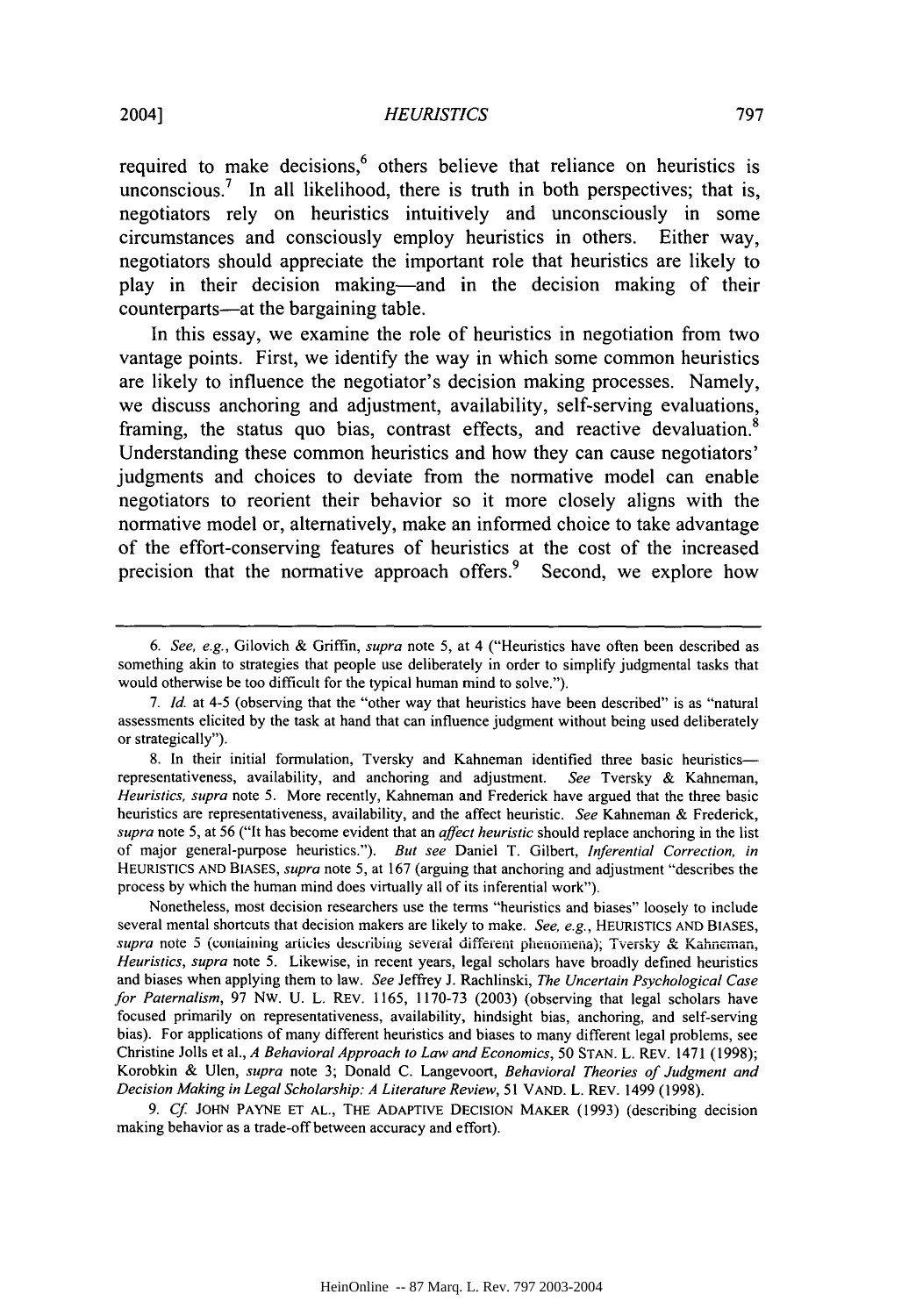required to make decisions,[6] others believe that reliance on heuristics is unconscious.[7] In all likelihood, there is truth in both perspectives; that is, negotiators rely on heuristics intuitively and unconsciously in some circumstances and consciously employ heuristics in others. Either way, negotiators should appreciate the important role that heuristics are likely to play in their decision making—and in the decision making of their counterparts—at the bargaining table.

In this essay, we examine the role of heuristics in negotiation from two vantage points. First, we identify the way in which some common heuristics are likely to influence the negotiator's decision making processes. Namely, we discuss anchoring and adjustment, availability, self-serving evaluations, framing, the status quo bias, contrast effects, and reactive devaluation.[8] Understanding these common heuristics and how they can cause negotiators' judgments and choices to deviate from the normative model can enable negotiators to reorient their behavior so it more closely aligns with the normative model or, alternatively, make an informed choice to take advantage of the effort-conserving features of heuristics at the cost of the increased precision that the normative approach offers.[9] Second, we explore how

---

6. *See, e.g.*, Gilovich & Griffin, *supra* note 5, at 4 ("Heuristics have often been described as something akin to strategies that people use deliberately in order to simplify judgmental tasks that would otherwise be too difficult for the typical human mind to solve.").

7. *Id.* at 4-5 (observing that the "other way that heuristics have been described" is as "natural assessments elicited by the task at hand that can influence judgment without being used deliberately or strategically").

8. In their initial formulation, Tversky and Kahneman identified three basic heuristics—representativeness, availability, and anchoring and adjustment. *See* Tversky & Kahneman, *Heuristics*, *supra* note 5. More recently, Kahneman and Frederick have argued that the three basic heuristics are representativeness, availability, and the affect heuristic. *See* Kahneman & Frederick, *supra* note 5, at 56 ("It has become evident that an *affect heuristic* should replace anchoring in the list of major general-purpose heuristics."). *But see* Daniel T. Gilbert, *Inferential Correction*, *in* HEURISTICS AND BIASES, *supra* note 5, at 167 (arguing that anchoring and adjustment "describes the process by which the human mind does virtually all of its inferential work").

Nonetheless, most decision researchers use the terms "heuristics and biases" loosely to include several mental shortcuts that decision makers are likely to make. *See, e.g.*, HEURISTICS AND BIASES, *supra* note 5 (containing articles describing several different phenomena); Tversky & Kahneman, *Heuristics*, *supra* note 5. Likewise, in recent years, legal scholars have broadly defined heuristics and biases when applying them to law. *See* Jeffrey J. Rachlinski, *The Uncertain Psychological Case for Paternalism*, 97 NW. U. L. REV. 1165, 1170-73 (2003) (observing that legal scholars have focused primarily on representativeness, availability, hindsight bias, anchoring, and self-serving bias). For applications of many different heuristics and biases to many different legal problems, see Christine Jolls et al., *A Behavioral Approach to Law and Economics*, 50 STAN. L. REV. 1471 (1998); Korobkin & Ulen, *supra* note 3; Donald C. Langevoort, *Behavioral Theories of Judgment and Decision Making in Legal Scholarship: A Literature Review*, 51 VAND. L. REV. 1499 (1998).

9. *Cf.* JOHN PAYNE ET AL., THE ADAPTIVE DECISION MAKER (1993) (describing decision making behavior as a trade-off between accuracy and effort).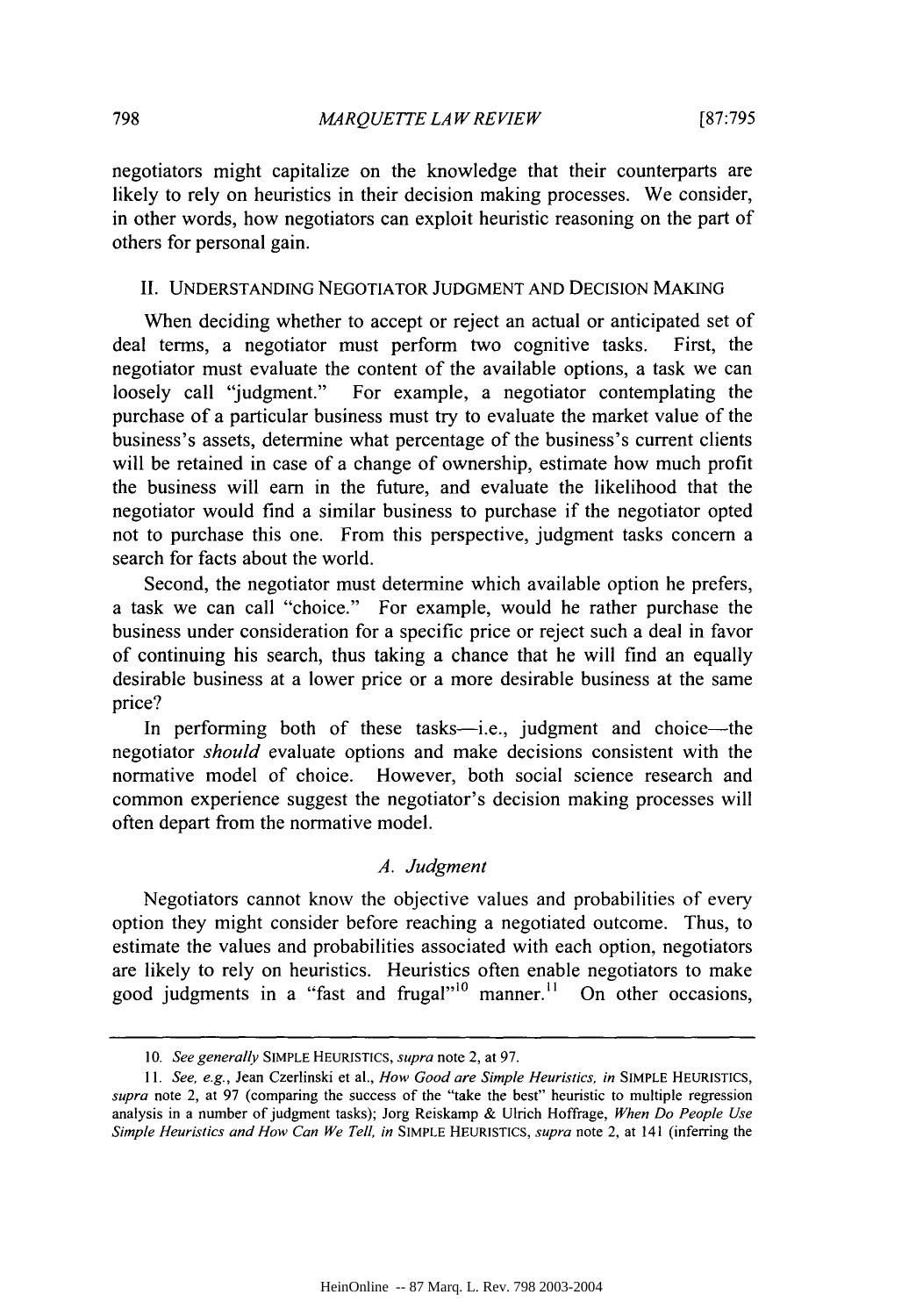negotiators might capitalize on the knowledge that their counterparts are likely to rely on heuristics in their decision making processes. We consider, in other words, how negotiators can exploit heuristic reasoning on the part of others for personal gain.

## II. UNDERSTANDING NEGOTIATOR JUDGMENT AND DECISION MAKING

When deciding whether to accept or reject an actual or anticipated set of deal terms, a negotiator must perform two cognitive tasks. First, the negotiator must evaluate the content of the available options, a task we can loosely call "judgment." For example, a negotiator contemplating the purchase of a particular business must try to evaluate the market value of the business's assets, determine what percentage of the business's current clients will be retained in case of a change of ownership, estimate how much profit the business will earn in the future, and evaluate the likelihood that the negotiator would find a similar business to purchase if the negotiator opted not to purchase this one. From this perspective, judgment tasks concern a search for facts about the world.

Second, the negotiator must determine which available option he prefers, a task we can call "choice." For example, would he rather purchase the business under consideration for a specific price or reject such a deal in favor of continuing his search, thus taking a chance that he will find an equally desirable business at a lower price or a more desirable business at the same price?

In performing both of these tasks—i.e., judgment and choice—the negotiator *should* evaluate options and make decisions consistent with the normative model of choice. However, both social science research and common experience suggest the negotiator's decision making processes will often depart from the normative model.

### *A. Judgment*

Negotiators cannot know the objective values and probabilities of every option they might consider before reaching a negotiated outcome. Thus, to estimate the values and probabilities associated with each option, negotiators are likely to rely on heuristics. Heuristics often enable negotiators to make good judgments in a "fast and frugal"[10] manner.[11] On other occasions,

---

10. *See generally* SIMPLE HEURISTICS, *supra* note 2, at 97.

11. *See, e.g.*, Jean Czerlinski et al., *How Good are Simple Heuristics*, *in* SIMPLE HEURISTICS, *supra* note 2, at 97 (comparing the success of the "take the best" heuristic to multiple regression analysis in a number of judgment tasks); Jorg Reiskamp & Ulrich Hoffrage, *When Do People Use Simple Heuristics and How Can We Tell*, *in* SIMPLE HEURISTICS, *supra* note 2, at 141 (inferring the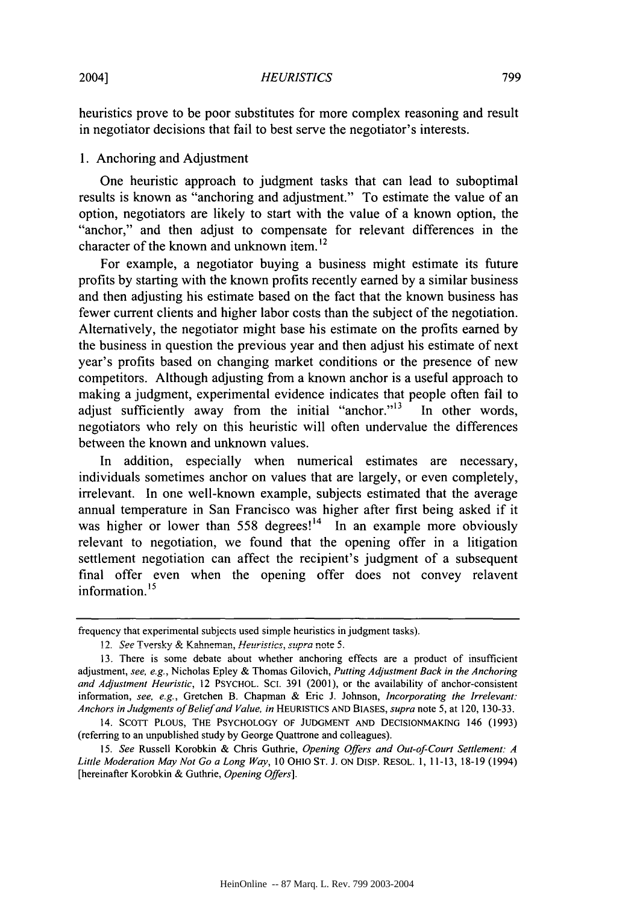heuristics prove to be poor substitutes for more complex reasoning and result in negotiator decisions that fail to best serve the negotiator's interests.

### 1. Anchoring and Adjustment

One heuristic approach to judgment tasks that can lead to suboptimal results is known as "anchoring and adjustment." To estimate the value of an option, negotiators are likely to start with the value of a known option, the "anchor," and then adjust to compensate for relevant differences in the character of the known and unknown item.[12]

For example, a negotiator buying a business might estimate its future profits by starting with the known profits recently earned by a similar business and then adjusting his estimate based on the fact that the known business has fewer current clients and higher labor costs than the subject of the negotiation. Alternatively, the negotiator might base his estimate on the profits earned by the business in question the previous year and then adjust his estimate of next year's profits based on changing market conditions or the presence of new competitors. Although adjusting from a known anchor is a useful approach to making a judgment, experimental evidence indicates that people often fail to adjust sufficiently away from the initial "anchor."[13] In other words, negotiators who rely on this heuristic will often undervalue the differences between the known and unknown values.

In addition, especially when numerical estimates are necessary, individuals sometimes anchor on values that are largely, or even completely, irrelevant. In one well-known example, subjects estimated that the average annual temperature in San Francisco was higher after first being asked if it was higher or lower than 558 degrees![14] In an example more obviously relevant to negotiation, we found that the opening offer in a litigation settlement negotiation can affect the recipient's judgment of a subsequent final offer even when the opening offer does not convey relavent information.[15]

---

frequency that experimental subjects used simple heuristics in judgment tasks).

12. *See* Tversky & Kahneman, *Heuristics*, *supra* note 5.

13. There is some debate about whether anchoring effects are a product of insufficient adjustment, *see, e.g.*, Nicholas Epley & Thomas Gilovich, *Putting Adjustment Back in the Anchoring and Adjustment Heuristic*, 12 PSYCHOL. SCI. 391 (2001), or the availability of anchor-consistent information, *see, e.g.*, Gretchen B. Chapman & Eric J. Johnson, *Incorporating the Irrelevant: Anchors in Judgments of Belief and Value*, *in* HEURISTICS AND BIASES, *supra* note 5, at 120, 130-33.

14. SCOTT PLOUS, THE PSYCHOLOGY OF JUDGMENT AND DECISIONMAKING 146 (1993) (referring to an unpublished study by George Quattrone and colleagues).

15. *See* Russell Korobkin & Chris Guthrie, *Opening Offers and Out-of-Court Settlement: A Little Moderation May Not Go a Long Way*, 10 OHIO ST. J. ON DISP. RESOL. 1, 11-13, 18-19 (1994) [hereinafter Korobkin & Guthrie, *Opening Offers*].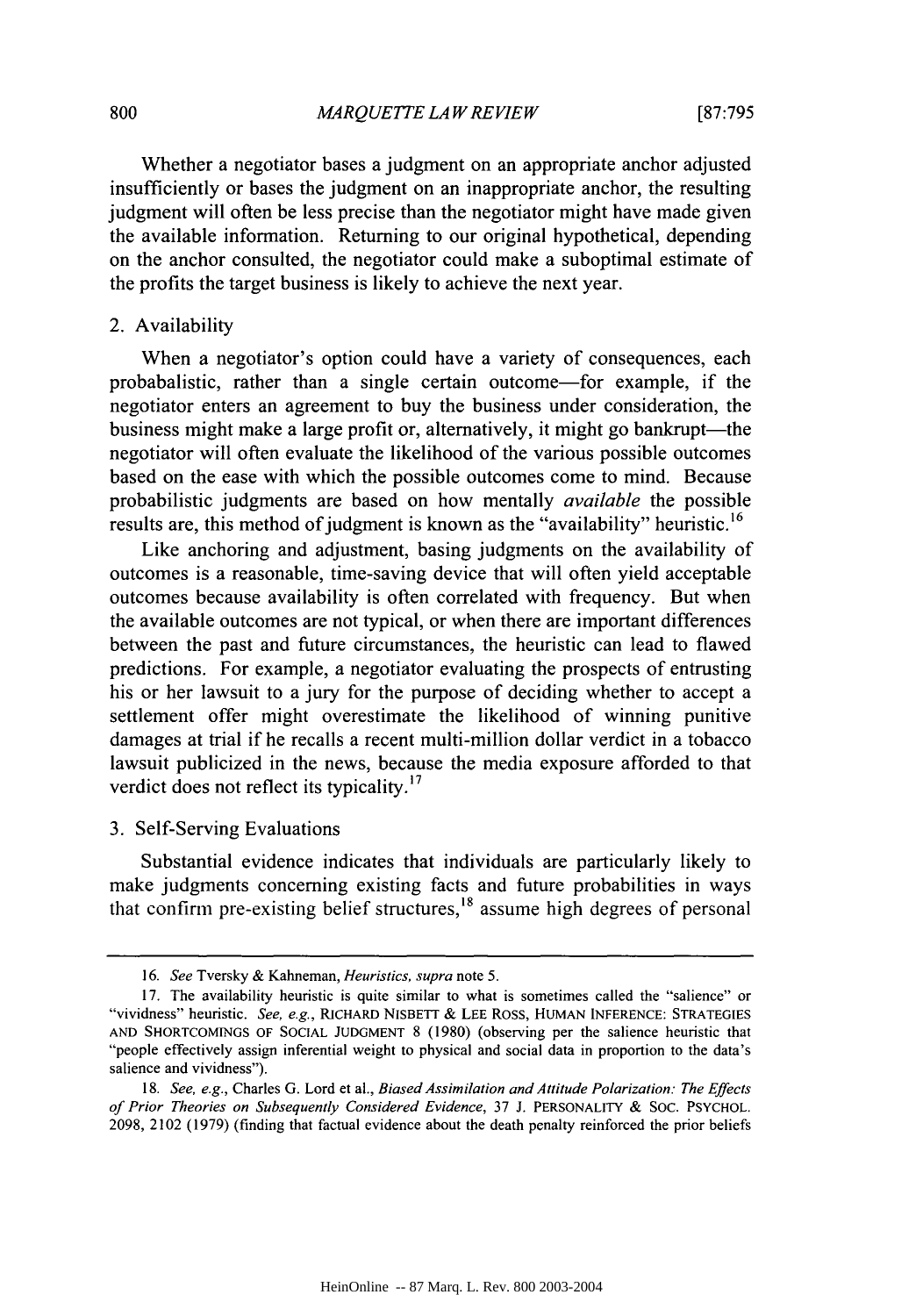Whether a negotiator bases a judgment on an appropriate anchor adjusted insufficiently or bases the judgment on an inappropriate anchor, the resulting judgment will often be less precise than the negotiator might have made given the available information. Returning to our original hypothetical, depending on the anchor consulted, the negotiator could make a suboptimal estimate of the profits the target business is likely to achieve the next year.

### 2. Availability

When a negotiator's option could have a variety of consequences, each probabalistic, rather than a single certain outcome—for example, if the negotiator enters an agreement to buy the business under consideration, the business might make a large profit or, alternatively, it might go bankrupt—the negotiator will often evaluate the likelihood of the various possible outcomes based on the ease with which the possible outcomes come to mind. Because probabilistic judgments are based on how mentally *available* the possible results are, this method of judgment is known as the "availability" heuristic.[16]

Like anchoring and adjustment, basing judgments on the availability of outcomes is a reasonable, time-saving device that will often yield acceptable outcomes because availability is often correlated with frequency. But when the available outcomes are not typical, or when there are important differences between the past and future circumstances, the heuristic can lead to flawed predictions. For example, a negotiator evaluating the prospects of entrusting his or her lawsuit to a jury for the purpose of deciding whether to accept a settlement offer might overestimate the likelihood of winning punitive damages at trial if he recalls a recent multi-million dollar verdict in a tobacco lawsuit publicized in the news, because the media exposure afforded to that verdict does not reflect its typicality.[17]

### 3. Self-Serving Evaluations

Substantial evidence indicates that individuals are particularly likely to make judgments concerning existing facts and future probabilities in ways that confirm pre-existing belief structures,[18] assume high degrees of personal

---

16. *See* Tversky & Kahneman, *Heuristics*, *supra* note 5.

17. The availability heuristic is quite similar to what is sometimes called the "salience" or "vividness" heuristic. *See, e.g.*, RICHARD NISBETT & LEE ROSS, HUMAN INFERENCE: STRATEGIES AND SHORTCOMINGS OF SOCIAL JUDGMENT 8 (1980) (observing per the salience heuristic that "people effectively assign inferential weight to physical and social data in proportion to the data's salience and vividness").

18. *See, e.g.*, Charles G. Lord et al., *Biased Assimilation and Attitude Polarization: The Effects of Prior Theories on Subsequently Considered Evidence*, 37 J. PERSONALITY & SOC. PSYCHOL. 2098, 2102 (1979) (finding that factual evidence about the death penalty reinforced the prior beliefs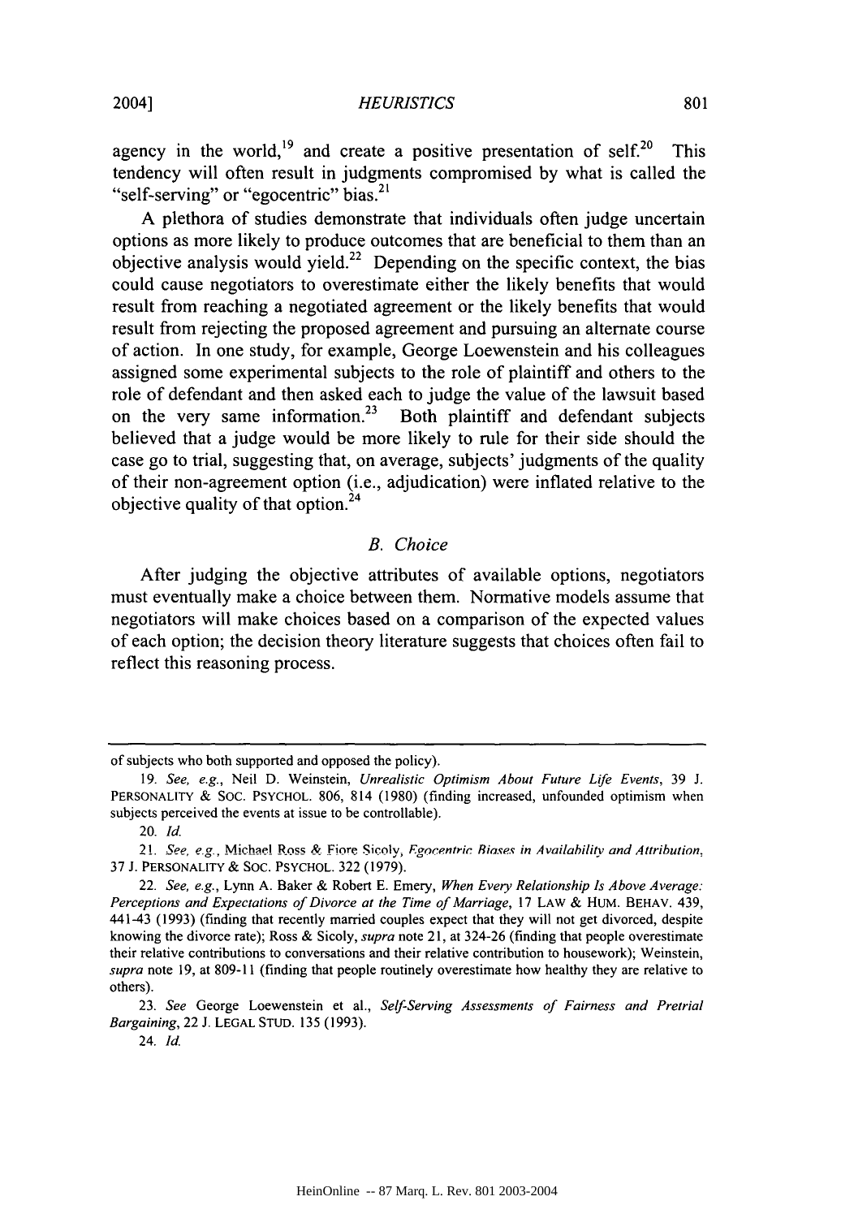agency in the world,[19] and create a positive presentation of self.[20] This tendency will often result in judgments compromised by what is called the "self-serving" or "egocentric" bias.[21]

A plethora of studies demonstrate that individuals often judge uncertain options as more likely to produce outcomes that are beneficial to them than an objective analysis would yield.[22] Depending on the specific context, the bias could cause negotiators to overestimate either the likely benefits that would result from reaching a negotiated agreement or the likely benefits that would result from rejecting the proposed agreement and pursuing an alternate course of action. In one study, for example, George Loewenstein and his colleagues assigned some experimental subjects to the role of plaintiff and others to the role of defendant and then asked each to judge the value of the lawsuit based on the very same information.[23] Both plaintiff and defendant subjects believed that a judge would be more likely to rule for their side should the case go to trial, suggesting that, on average, subjects' judgments of the quality of their non-agreement option (i.e., adjudication) were inflated relative to the objective quality of that option.[24]

### *B. Choice*

After judging the objective attributes of available options, negotiators must eventually make a choice between them. Normative models assume that negotiators will make choices based on a comparison of the expected values of each option; the decision theory literature suggests that choices often fail to reflect this reasoning process.

---

of subjects who both supported and opposed the policy).

19. *See, e.g.*, Neil D. Weinstein, *Unrealistic Optimism About Future Life Events*, 39 J. PERSONALITY & SOC. PSYCHOL. 806, 814 (1980) (finding increased, unfounded optimism when subjects perceived the events at issue to be controllable).

20. *Id.*

21. *See, e.g.*, Michael Ross & Fiore Sicoly, *Egocentric Biases in Availability and Attribution*, 37 J. PERSONALITY & SOC. PSYCHOL. 322 (1979).

22. *See, e.g.*, Lynn A. Baker & Robert E. Emery, *When Every Relationship Is Above Average: Perceptions and Expectations of Divorce at the Time of Marriage*, 17 LAW & HUM. BEHAV. 439, 441-43 (1993) (finding that recently married couples expect that they will not get divorced, despite knowing the divorce rate); Ross & Sicoly, *supra* note 21, at 324-26 (finding that people overestimate their relative contributions to conversations and their relative contribution to housework); Weinstein, *supra* note 19, at 809-11 (finding that people routinely overestimate how healthy they are relative to others).

23. *See* George Loewenstein et al., *Self-Serving Assessments of Fairness and Pretrial Bargaining*, 22 J. LEGAL STUD. 135 (1993).

24. *Id.*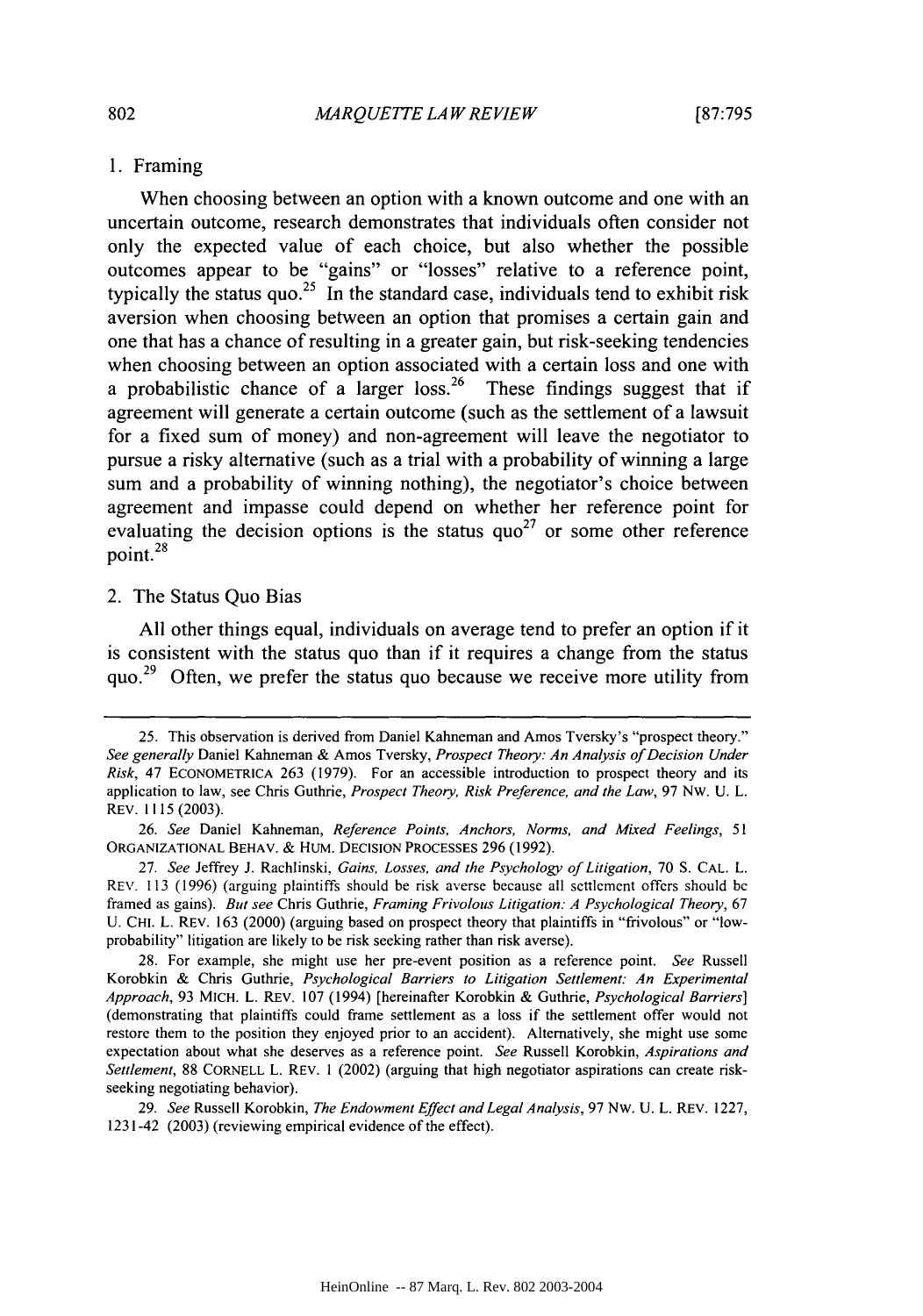### 1. Framing

When choosing between an option with a known outcome and one with an uncertain outcome, research demonstrates that individuals often consider not only the expected value of each choice, but also whether the possible outcomes appear to be "gains" or "losses" relative to a reference point, typically the status quo.[25] In the standard case, individuals tend to exhibit risk aversion when choosing between an option that promises a certain gain and one that has a chance of resulting in a greater gain, but risk-seeking tendencies when choosing between an option associated with a certain loss and one with a probabilistic chance of a larger loss.[26] These findings suggest that if agreement will generate a certain outcome (such as the settlement of a lawsuit for a fixed sum of money) and non-agreement will leave the negotiator to pursue a risky alternative (such as a trial with a probability of winning a large sum and a probability of winning nothing), the negotiator's choice between agreement and impasse could depend on whether her reference point for evaluating the decision options is the status quo[27] or some other reference point.[28]

### 2. The Status Quo Bias

All other things equal, individuals on average tend to prefer an option if it is consistent with the status quo than if it requires a change from the status quo.[29] Often, we prefer the status quo because we receive more utility from

---

25. This observation is derived from Daniel Kahneman and Amos Tversky's "prospect theory." *See generally* Daniel Kahneman & Amos Tversky, *Prospect Theory: An Analysis of Decision Under Risk*, 47 ECONOMETRICA 263 (1979). For an accessible introduction to prospect theory and its application to law, see Chris Guthrie, *Prospect Theory, Risk Preference, and the Law*, 97 NW. U. L. REV. 1115 (2003).

26. *See* Daniel Kahneman, *Reference Points, Anchors, Norms, and Mixed Feelings*, 51 ORGANIZATIONAL BEHAV. & HUM. DECISION PROCESSES 296 (1992).

27. *See* Jeffrey J. Rachlinski, *Gains, Losses, and the Psychology of Litigation*, 70 S. CAL. L. REV. 113 (1996) (arguing plaintiffs should be risk averse because all settlement offers should be framed as gains). *But see* Chris Guthrie, *Framing Frivolous Litigation: A Psychological Theory*, 67 U. CHI. L. REV. 163 (2000) (arguing based on prospect theory that plaintiffs in "frivolous" or "low-probability" litigation are likely to be risk seeking rather than risk averse).

28. For example, she might use her pre-event position as a reference point. *See* Russell Korobkin & Chris Guthrie, *Psychological Barriers to Litigation Settlement: An Experimental Approach*, 93 MICH. L. REV. 107 (1994) [hereinafter Korobkin & Guthrie, *Psychological Barriers*] (demonstrating that plaintiffs could frame settlement as a loss if the settlement offer would not restore them to the position they enjoyed prior to an accident). Alternatively, she might use some expectation about what she deserves as a reference point. *See* Russell Korobkin, *Aspirations and Settlement*, 88 CORNELL L. REV. 1 (2002) (arguing that high negotiator aspirations can create risk-seeking negotiating behavior).

29. *See* Russell Korobkin, *The Endowment Effect and Legal Analysis*, 97 NW. U. L. REV. 1227, 1231-42 (2003) (reviewing empirical evidence of the effect).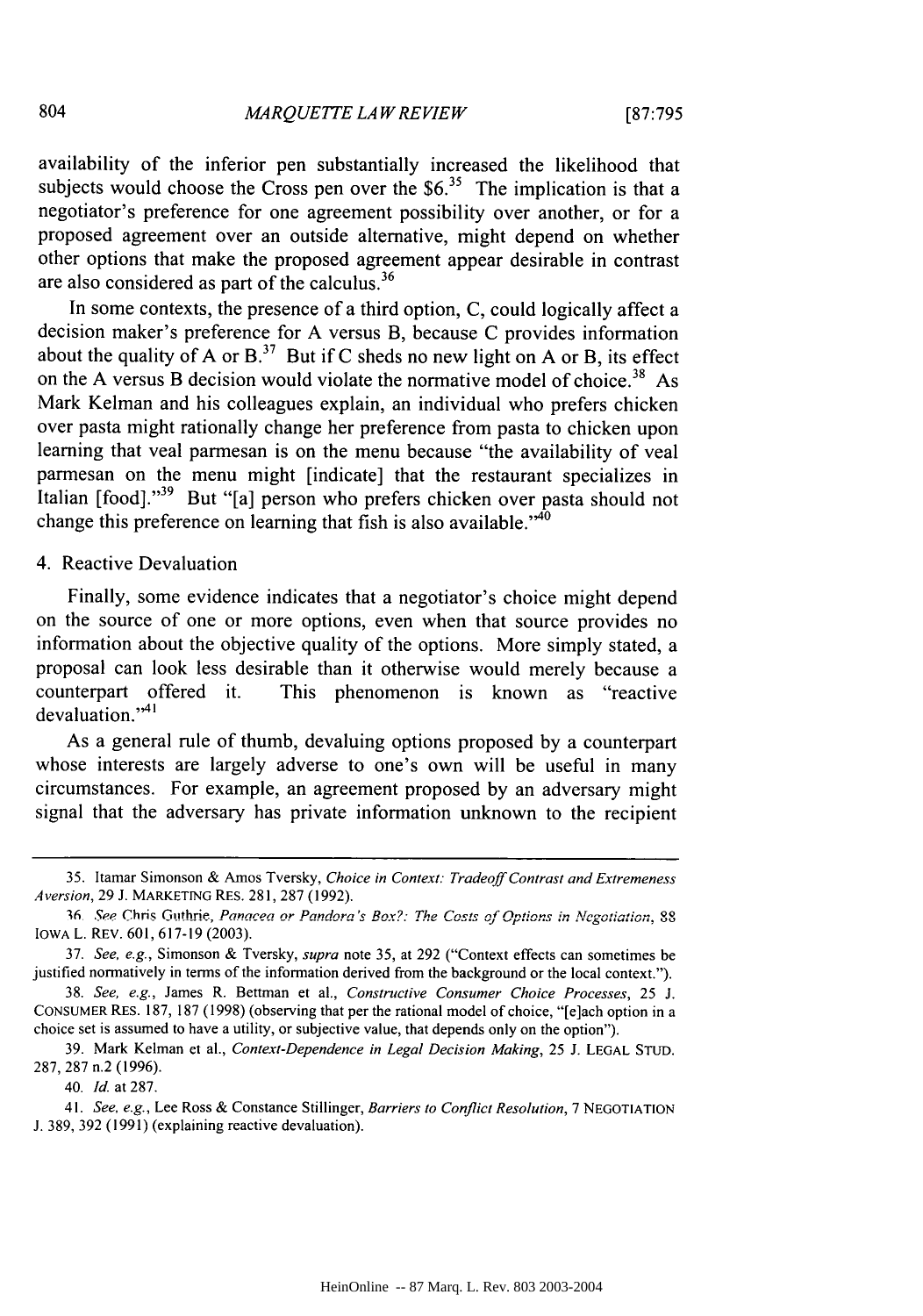availability of the inferior pen substantially increased the likelihood that subjects would choose the Cross pen over the $6.[35] The implication is that a negotiator's preference for one agreement possibility over another, or for a proposed agreement over an outside alternative, might depend on whether other options that make the proposed agreement appear desirable in contrast are also considered as part of the calculus.[36]

In some contexts, the presence of a third option, C, could logically affect a decision maker's preference for A versus B, because C provides information about the quality of A or B.[37] But if C sheds no new light on A or B, its effect on the A versus B decision would violate the normative model of choice.[38] As Mark Kelman and his colleagues explain, an individual who prefers chicken over pasta might rationally change her preference from pasta to chicken upon learning that veal parmesan is on the menu because "the availability of veal parmesan on the menu might [indicate] that the restaurant specializes in Italian [food]."[39] But "[a] person who prefers chicken over pasta should not change this preference on learning that fish is also available."[40]

4. Reactive Devaluation

Finally, some evidence indicates that a negotiator's choice might depend on the source of one or more options, even when that source provides no information about the objective quality of the options. More simply stated, a proposal can look less desirable than it otherwise would merely because a counterpart offered it. This phenomenon is known as "reactive devaluation."[41]

As a general rule of thumb, devaluing options proposed by a counterpart whose interests are largely adverse to one's own will be useful in many circumstances. For example, an agreement proposed by an adversary might signal that the adversary has private information unknown to the recipient

---

35. Itamar Simonson & Amos Tversky, *Choice in Context: Tradeoff Contrast and Extremeness Aversion*, 29 J. MARKETING RES. 281, 287 (1992).

36. *See* Chris Guthrie, *Panacea or Pandora's Box?: The Costs of Options in Negotiation*, 88 IOWA L. REV. 601, 617-19 (2003).

37. *See, e.g.*, Simonson & Tversky, *supra* note 35, at 292 ("Context effects can sometimes be justified normatively in terms of the information derived from the background or the local context.").

38. *See, e.g.*, James R. Bettman et al., *Constructive Consumer Choice Processes*, 25 J. CONSUMER RES. 187, 187 (1998) (observing that per the rational model of choice, "[e]ach option in a choice set is assumed to have a utility, or subjective value, that depends only on the option").

39. Mark Kelman et al., *Context-Dependence in Legal Decision Making*, 25 J. LEGAL STUD. 287, 287 n.2 (1996).

40. *Id.* at 287.

41. *See, e.g.*, Lee Ross & Constance Stillinger, *Barriers to Conflict Resolution*, 7 NEGOTIATION J. 389, 392 (1991) (explaining reactive devaluation).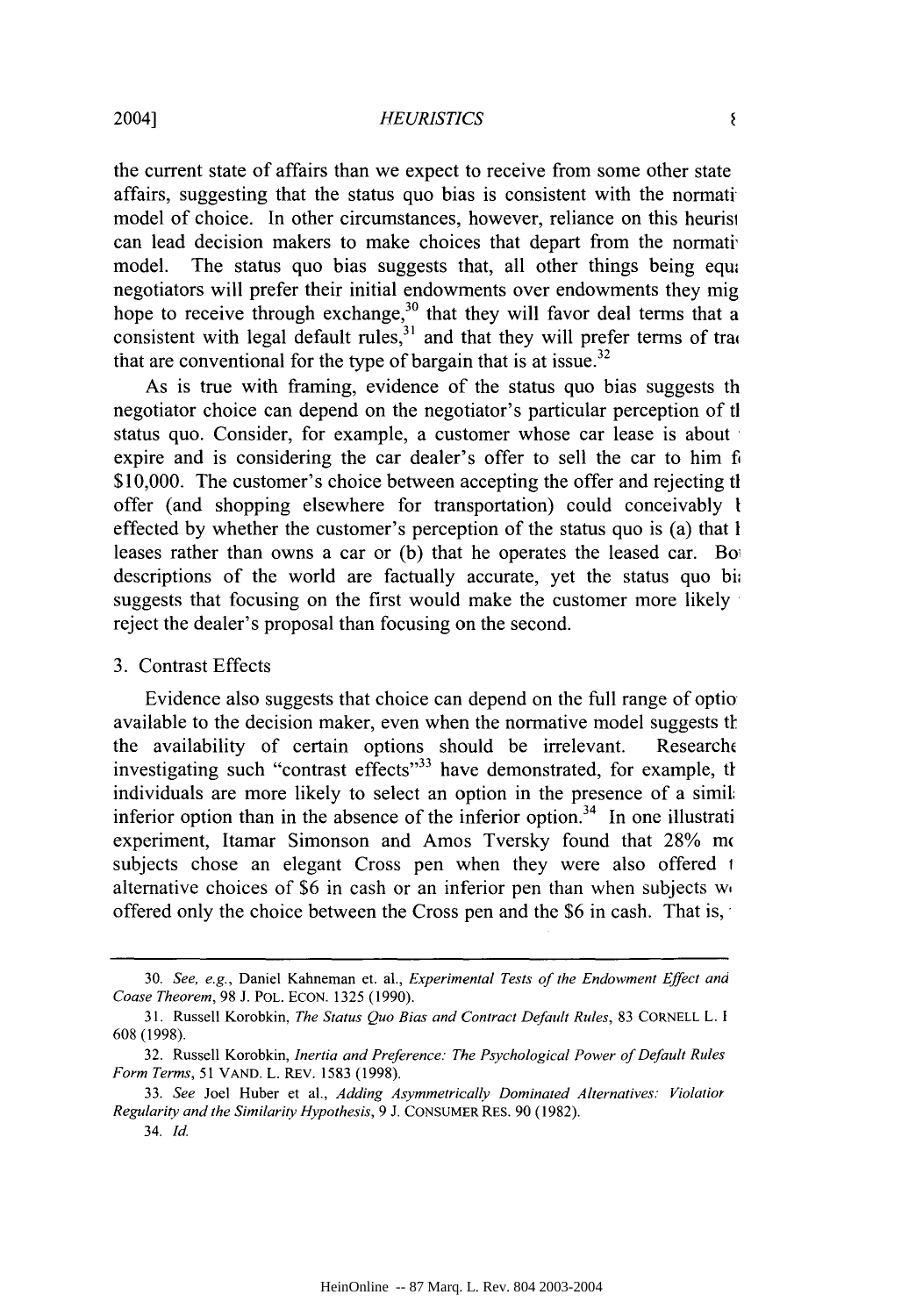the current state of affairs than we expect to receive from some other state affairs, suggesting that the status quo bias is consistent with the normati model of choice. In other circumstances, however, reliance on this heurisi can lead decision makers to make choices that depart from the normati model. The status quo bias suggests that, all other things being equ negotiators will prefer their initial endowments over endowments they mig hope to receive through exchange,[30] that they will favor deal terms that a consistent with legal default rules,[31] and that they will prefer terms of tra that are conventional for the type of bargain that is at issue.[32]

As is true with framing, evidence of the status quo bias suggests th negotiator choice can depend on the negotiator's particular perception of tl status quo. Consider, for example, a customer whose car lease is about expire and is considering the car dealer's offer to sell the car to him f $10,000. The customer's choice between accepting the offer and rejecting tl offer (and shopping elsewhere for transportation) could conceivably l effected by whether the customer's perception of the status quo is (a) that l leases rather than owns a car or (b) that he operates the leased car. Bo descriptions of the world are factually accurate, yet the status quo bi suggests that focusing on the first would make the customer more likely reject the dealer's proposal than focusing on the second.

### 3. Contrast Effects

Evidence also suggests that choice can depend on the full range of optio available to the decision maker, even when the normative model suggests th the availability of certain options should be irrelevant. Researche investigating such "contrast effects"[33] have demonstrated, for example, th individuals are more likely to select an option in the presence of a simil inferior option than in the absence of the inferior option.[34] In one illustrati experiment, Itamar Simonson and Amos Tversky found that 28% m subjects chose an elegant Cross pen when they were also offered alternative choices of $6 in cash or an inferior pen than when subjects w offered only the choice between the Cross pen and the $6 in cash. That is,

---

30. *See, e.g.*, Daniel Kahneman et. al., *Experimental Tests of the Endowment Effect and Coase Theorem*, 98 J. POL. ECON. 1325 (1990).

31. Russell Korobkin, *The Status Quo Bias and Contract Default Rules*, 83 CORNELL L. I 608 (1998).

32. Russell Korobkin, *Inertia and Preference: The Psychological Power of Default Rules Form Terms*, 51 VAND. L. REV. 1583 (1998).

33. *See* Joel Huber et al., *Adding Asymmetrically Dominated Alternatives: Violatior Regularity and the Similarity Hypothesis*, 9 J. CONSUMER RES. 90 (1982).

34. *Id.*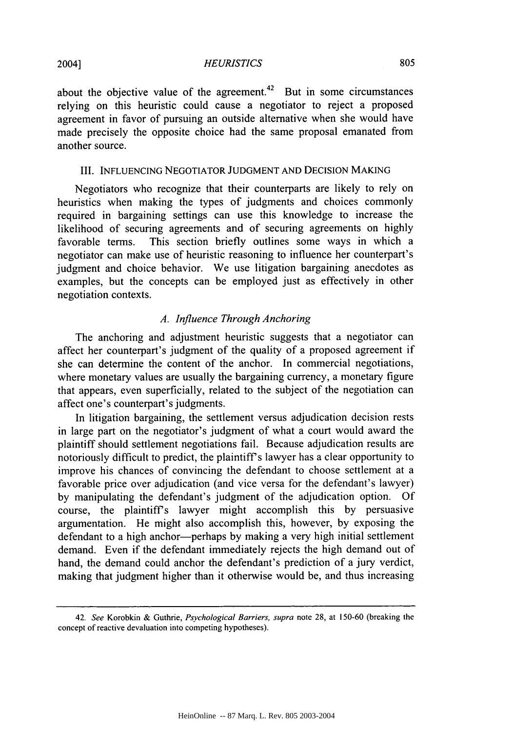about the objective value of the agreement.[42] But in some circumstances relying on this heuristic could cause a negotiator to reject a proposed agreement in favor of pursuing an outside alternative when she would have made precisely the opposite choice had the same proposal emanated from another source.

## III. INFLUENCING NEGOTIATOR JUDGMENT AND DECISION MAKING

Negotiators who recognize that their counterparts are likely to rely on heuristics when making the types of judgments and choices commonly required in bargaining settings can use this knowledge to increase the likelihood of securing agreements and of securing agreements on highly favorable terms. This section briefly outlines some ways in which a negotiator can make use of heuristic reasoning to influence her counterpart's judgment and choice behavior. We use litigation bargaining anecdotes as examples, but the concepts can be employed just as effectively in other negotiation contexts.

### *A. Influence Through Anchoring*

The anchoring and adjustment heuristic suggests that a negotiator can affect her counterpart's judgment of the quality of a proposed agreement if she can determine the content of the anchor. In commercial negotiations, where monetary values are usually the bargaining currency, a monetary figure that appears, even superficially, related to the subject of the negotiation can affect one's counterpart's judgments.

In litigation bargaining, the settlement versus adjudication decision rests in large part on the negotiator's judgment of what a court would award the plaintiff should settlement negotiations fail. Because adjudication results are notoriously difficult to predict, the plaintiff's lawyer has a clear opportunity to improve his chances of convincing the defendant to choose settlement at a favorable price over adjudication (and vice versa for the defendant's lawyer) by manipulating the defendant's judgment of the adjudication option. Of course, the plaintiff's lawyer might accomplish this by persuasive argumentation. He might also accomplish this, however, by exposing the defendant to a high anchor—perhaps by making a very high initial settlement demand. Even if the defendant immediately rejects the high demand out of hand, the demand could anchor the defendant's prediction of a jury verdict, making that judgment higher than it otherwise would be, and thus increasing

---

42. *See* Korobkin & Guthrie, *Psychological Barriers*, *supra* note 28, at 150-60 (breaking the concept of reactive devaluation into competing hypotheses).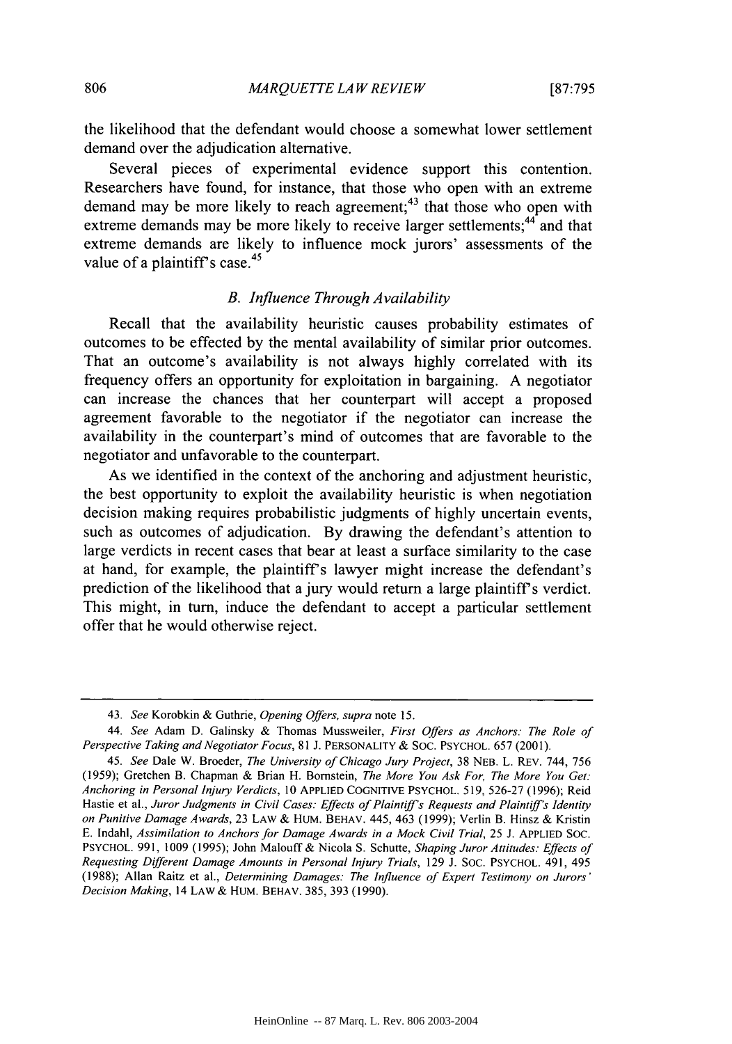the likelihood that the defendant would choose a somewhat lower settlement demand over the adjudication alternative.

Several pieces of experimental evidence support this contention. Researchers have found, for instance, that those who open with an extreme demand may be more likely to reach agreement;[43] that those who open with extreme demands may be more likely to receive larger settlements;[44] and that extreme demands are likely to influence mock jurors' assessments of the value of a plaintiff's case.[45]

### *B. Influence Through Availability*

Recall that the availability heuristic causes probability estimates of outcomes to be effected by the mental availability of similar prior outcomes. That an outcome's availability is not always highly correlated with its frequency offers an opportunity for exploitation in bargaining. A negotiator can increase the chances that her counterpart will accept a proposed agreement favorable to the negotiator if the negotiator can increase the availability in the counterpart's mind of outcomes that are favorable to the negotiator and unfavorable to the counterpart.

As we identified in the context of the anchoring and adjustment heuristic, the best opportunity to exploit the availability heuristic is when negotiation decision making requires probabilistic judgments of highly uncertain events, such as outcomes of adjudication. By drawing the defendant's attention to large verdicts in recent cases that bear at least a surface similarity to the case at hand, for example, the plaintiff's lawyer might increase the defendant's prediction of the likelihood that a jury would return a large plaintiff's verdict. This might, in turn, induce the defendant to accept a particular settlement offer that he would otherwise reject.

---

43. *See* Korobkin & Guthrie, *Opening Offers*, *supra* note 15.

44. *See* Adam D. Galinsky & Thomas Mussweiler, *First Offers as Anchors: The Role of Perspective Taking and Negotiator Focus*, 81 J. PERSONALITY & SOC. PSYCHOL. 657 (2001).

45. *See* Dale W. Broeder, *The University of Chicago Jury Project*, 38 NEB. L. REV. 744, 756 (1959); Gretchen B. Chapman & Brian H. Bornstein, *The More You Ask For, The More You Get: Anchoring in Personal Injury Verdicts*, 10 APPLIED COGNITIVE PSYCHOL. 519, 526-27 (1996); Reid Hastie et al., *Juror Judgments in Civil Cases: Effects of Plaintiff's Requests and Plaintiff's Identity on Punitive Damage Awards*, 23 LAW & HUM. BEHAV. 445, 463 (1999); Verlin B. Hinsz & Kristin E. Indahl, *Assimilation to Anchors for Damage Awards in a Mock Civil Trial*, 25 J. APPLIED SOC. PSYCHOL. 991, 1009 (1995); John Malouff & Nicola S. Schutte, *Shaping Juror Attitudes: Effects of Requesting Different Damage Amounts in Personal Injury Trials*, 129 J. SOC. PSYCHOL. 491, 495 (1988); Allan Raitz et al., *Determining Damages: The Influence of Expert Testimony on Jurors' Decision Making*, 14 LAW & HUM. BEHAV. 385, 393 (1990).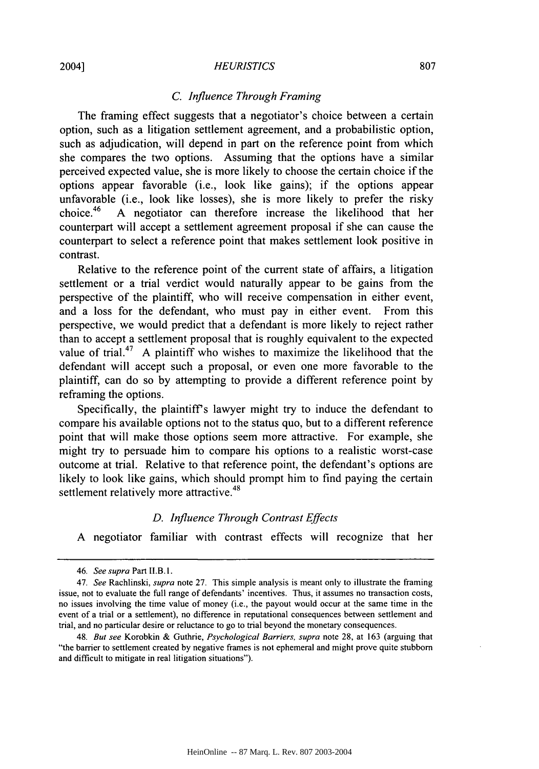### C. *Influence Through Framing*

The framing effect suggests that a negotiator's choice between a certain option, such as a litigation settlement agreement, and a probabilistic option, such as adjudication, will depend in part on the reference point from which she compares the two options. Assuming that the options have a similar perceived expected value, she is more likely to choose the certain choice if the options appear favorable (i.e., look like gains); if the options appear unfavorable (i.e., look like losses), she is more likely to prefer the risky choice.[46] A negotiator can therefore increase the likelihood that her counterpart will accept a settlement agreement proposal if she can cause the counterpart to select a reference point that makes settlement look positive in contrast.

Relative to the reference point of the current state of affairs, a litigation settlement or a trial verdict would naturally appear to be gains from the perspective of the plaintiff, who will receive compensation in either event, and a loss for the defendant, who must pay in either event. From this perspective, we would predict that a defendant is more likely to reject rather than to accept a settlement proposal that is roughly equivalent to the expected value of trial.[47] A plaintiff who wishes to maximize the likelihood that the defendant will accept such a proposal, or even one more favorable to the plaintiff, can do so by attempting to provide a different reference point by reframing the options.

Specifically, the plaintiff's lawyer might try to induce the defendant to compare his available options not to the status quo, but to a different reference point that will make those options seem more attractive. For example, she might try to persuade him to compare his options to a realistic worst-case outcome at trial. Relative to that reference point, the defendant's options are likely to look like gains, which should prompt him to find paying the certain settlement relatively more attractive.[48]

### D. *Influence Through Contrast Effects*

A negotiator familiar with contrast effects will recognize that her

---

46. *See supra* Part II.B.1.

47. *See* Rachlinski, *supra* note 27. This simple analysis is meant only to illustrate the framing issue, not to evaluate the full range of defendants' incentives. Thus, it assumes no transaction costs, no issues involving the time value of money (i.e., the payout would occur at the same time in the event of a trial or a settlement), no difference in reputational consequences between settlement and trial, and no particular desire or reluctance to go to trial beyond the monetary consequences.

48. *But see* Korobkin & Guthrie, *Psychological Barriers*, *supra* note 28, at 163 (arguing that "the barrier to settlement created by negative frames is not ephemeral and might prove quite stubborn and difficult to mitigate in real litigation situations").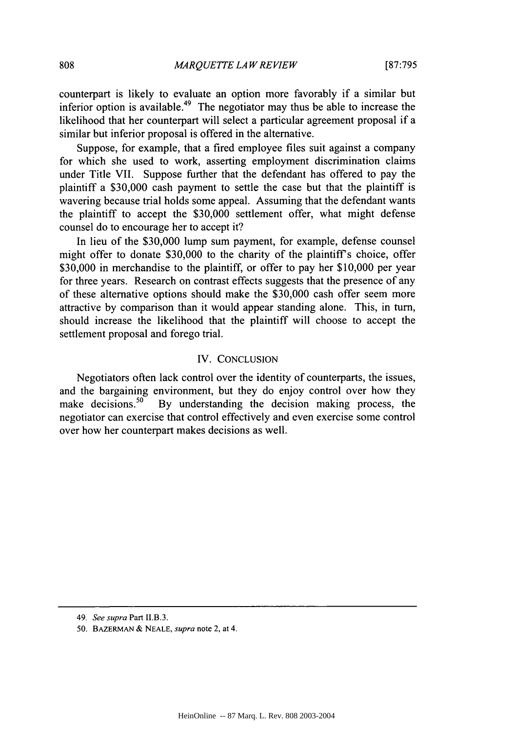counterpart is likely to evaluate an option more favorably if a similar but inferior option is available.[49] The negotiator may thus be able to increase the likelihood that her counterpart will select a particular agreement proposal if a similar but inferior proposal is offered in the alternative.

Suppose, for example, that a fired employee files suit against a company for which she used to work, asserting employment discrimination claims under Title VII. Suppose further that the defendant has offered to pay the plaintiff a $30,000 cash payment to settle the case but that the plaintiff is wavering because trial holds some appeal. Assuming that the defendant wants the plaintiff to accept the $30,000 settlement offer, what might defense counsel do to encourage her to accept it?

In lieu of the $30,000 lump sum payment, for example, defense counsel might offer to donate $30,000 to the charity of the plaintiff's choice, offer $30,000 in merchandise to the plaintiff, or offer to pay her $10,000 per year for three years. Research on contrast effects suggests that the presence of any of these alternative options should make the $30,000 cash offer seem more attractive by comparison than it would appear standing alone. This, in turn, should increase the likelihood that the plaintiff will choose to accept the settlement proposal and forego trial.

## IV. CONCLUSION

Negotiators often lack control over the identity of counterparts, the issues, and the bargaining environment, but they do enjoy control over how they make decisions.[50] By understanding the decision making process, the negotiator can exercise that control effectively and even exercise some control over how her counterpart makes decisions as well.

---

49. *See supra* Part II.B.3.

50. BAZERMAN & NEALE, *supra* note 2, at 4.